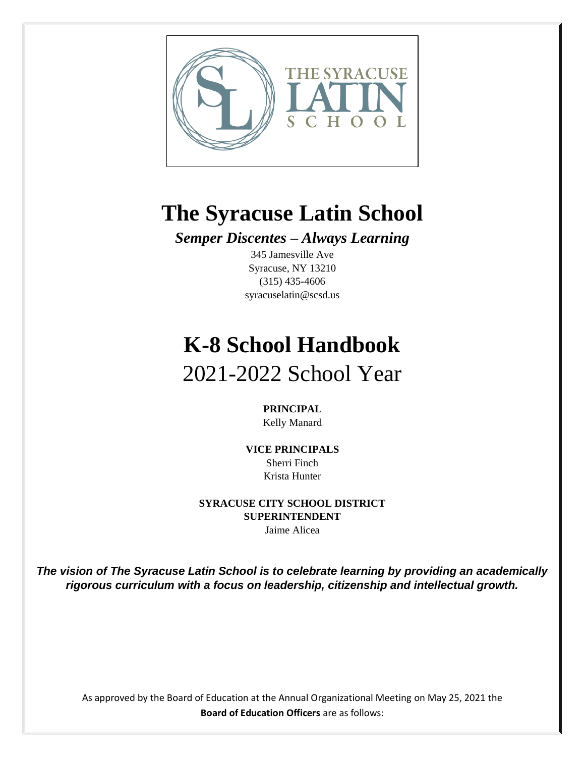# The Syracuse Latin School

***Semper Discentes – Always Learning***

345 Jamesville Ave
Syracuse, NY 13210
(315) 435-4606
syracuselatin@scsd.us

# K-8 School Handbook

## 2021-2022 School Year

**PRINCIPAL**
Kelly Manard

**VICE PRINCIPALS**
Sherri Finch
Krista Hunter

**SYRACUSE CITY SCHOOL DISTRICT SUPERINTENDENT**
Jaime Alicea

***The vision of The Syracuse Latin School is to celebrate learning by providing an academically rigorous curriculum with a focus on leadership, citizenship and intellectual growth.***

As approved by the Board of Education at the Annual Organizational Meeting on May 25, 2021 the **Board of Education Officers** are as follows: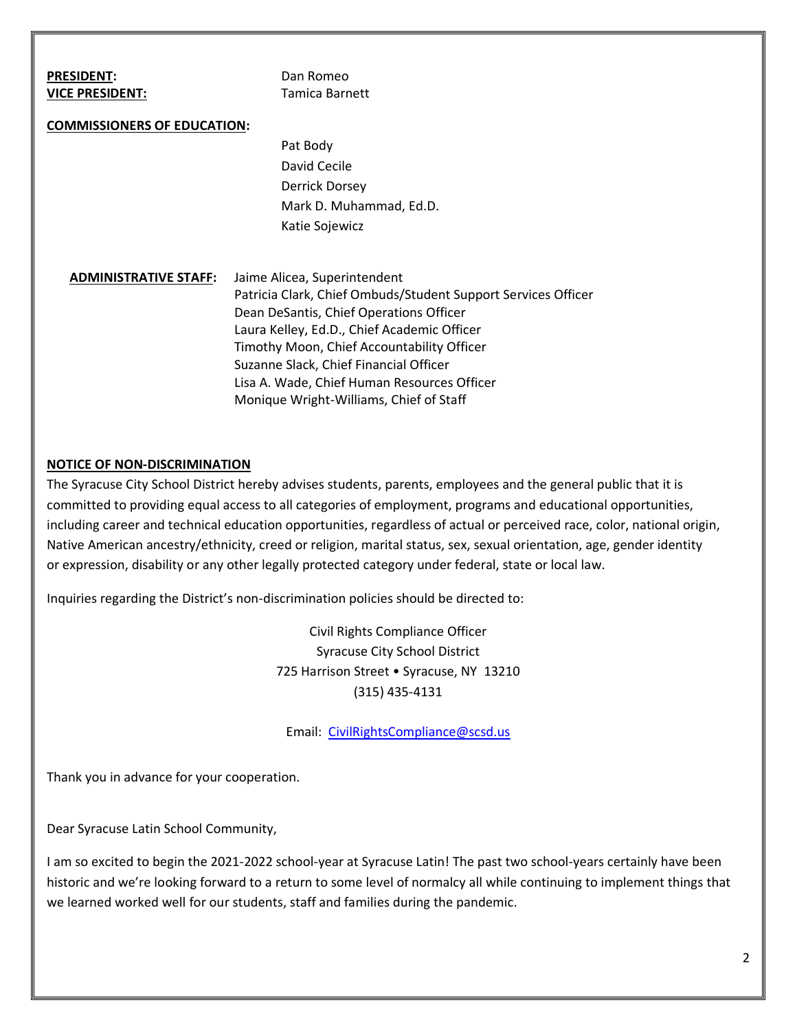**PRESIDENT:** Dan Romeo
**VICE PRESIDENT:** Tamica Barnett

**COMMISSIONERS OF EDUCATION:**

Pat Body
David Cecile
Derrick Dorsey
Mark D. Muhammad, Ed.D.
Katie Sojewicz

**ADMINISTRATIVE STAFF:**

Jaime Alicea, Superintendent
Patricia Clark, Chief Ombuds/Student Support Services Officer
Dean DeSantis, Chief Operations Officer
Laura Kelley, Ed.D., Chief Academic Officer
Timothy Moon, Chief Accountability Officer
Suzanne Slack, Chief Financial Officer
Lisa A. Wade, Chief Human Resources Officer
Monique Wright-Williams, Chief of Staff

**NOTICE OF NON-DISCRIMINATION**

The Syracuse City School District hereby advises students, parents, employees and the general public that it is committed to providing equal access to all categories of employment, programs and educational opportunities, including career and technical education opportunities, regardless of actual or perceived race, color, national origin, Native American ancestry/ethnicity, creed or religion, marital status, sex, sexual orientation, age, gender identity or expression, disability or any other legally protected category under federal, state or local law.

Inquiries regarding the District's non-discrimination policies should be directed to:

Civil Rights Compliance Officer
Syracuse City School District
725 Harrison Street • Syracuse, NY 13210
(315) 435-4131

Email: CivilRightsCompliance@scsd.us

Thank you in advance for your cooperation.

Dear Syracuse Latin School Community,

I am so excited to begin the 2021-2022 school-year at Syracuse Latin! The past two school-years certainly have been historic and we're looking forward to a return to some level of normalcy all while continuing to implement things that we learned worked well for our students, staff and families during the pandemic.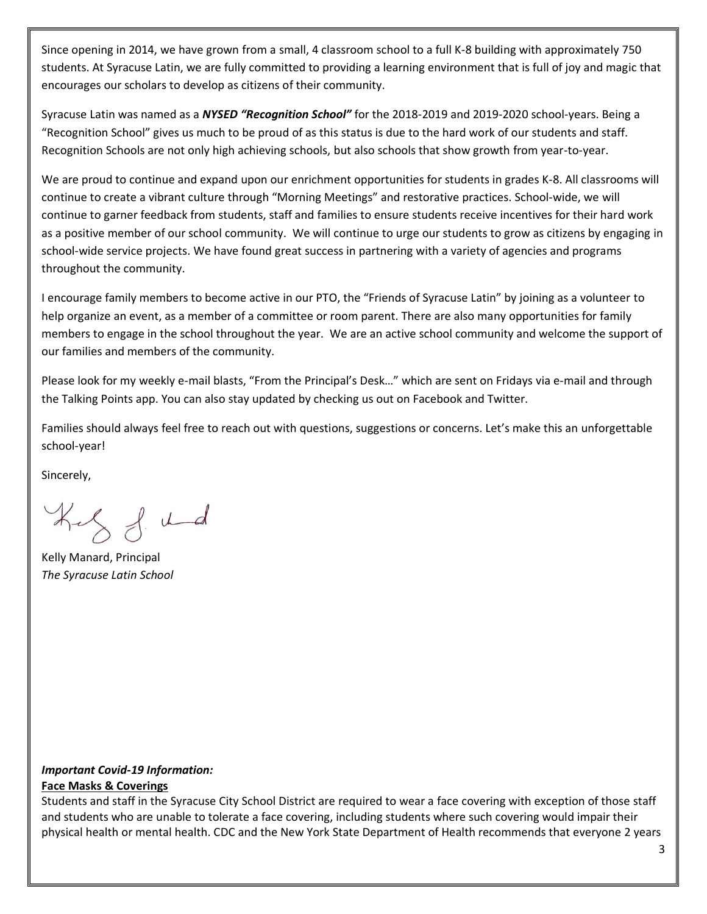Since opening in 2014, we have grown from a small, 4 classroom school to a full K-8 building with approximately 750 students. At Syracuse Latin, we are fully committed to providing a learning environment that is full of joy and magic that encourages our scholars to develop as citizens of their community.

Syracuse Latin was named as a ***NYSED "Recognition School"*** for the 2018-2019 and 2019-2020 school-years. Being a "Recognition School" gives us much to be proud of as this status is due to the hard work of our students and staff. Recognition Schools are not only high achieving schools, but also schools that show growth from year-to-year.

We are proud to continue and expand upon our enrichment opportunities for students in grades K-8. All classrooms will continue to create a vibrant culture through "Morning Meetings" and restorative practices. School-wide, we will continue to garner feedback from students, staff and families to ensure students receive incentives for their hard work as a positive member of our school community. We will continue to urge our students to grow as citizens by engaging in school-wide service projects. We have found great success in partnering with a variety of agencies and programs throughout the community.

I encourage family members to become active in our PTO, the "Friends of Syracuse Latin" by joining as a volunteer to help organize an event, as a member of a committee or room parent. There are also many opportunities for family members to engage in the school throughout the year. We are an active school community and welcome the support of our families and members of the community.

Please look for my weekly e-mail blasts, "From the Principal's Desk…" which are sent on Fridays via e-mail and through the Talking Points app. You can also stay updated by checking us out on Facebook and Twitter.

Families should always feel free to reach out with questions, suggestions or concerns. Let's make this an unforgettable school-year!

Sincerely,

Kelly Manard, Principal
*The Syracuse Latin School*

***Important Covid-19 Information:***

**Face Masks & Coverings**

Students and staff in the Syracuse City School District are required to wear a face covering with exception of those staff and students who are unable to tolerate a face covering, including students where such covering would impair their physical health or mental health. CDC and the New York State Department of Health recommends that everyone 2 years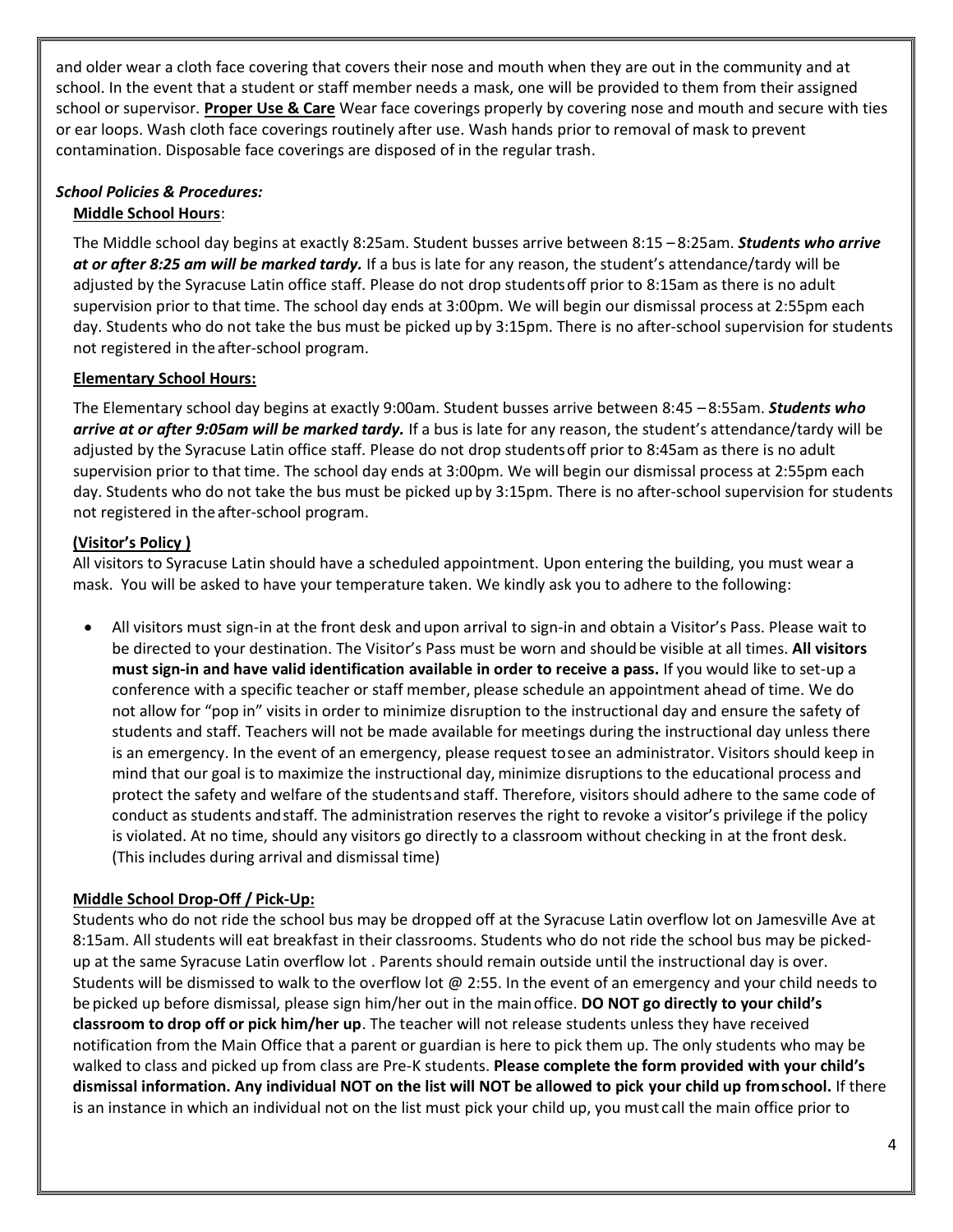and older wear a cloth face covering that covers their nose and mouth when they are out in the community and at school. In the event that a student or staff member needs a mask, one will be provided to them from their assigned school or supervisor. **Proper Use & Care** Wear face coverings properly by covering nose and mouth and secure with ties or ear loops. Wash cloth face coverings routinely after use. Wash hands prior to removal of mask to prevent contamination. Disposable face coverings are disposed of in the regular trash.

### *School Policies & Procedures:*

**Middle School Hours**:

The Middle school day begins at exactly 8:25am. Student busses arrive between 8:15 – 8:25am. ***Students who arrive at or after 8:25 am will be marked tardy.*** If a bus is late for any reason, the student's attendance/tardy will be adjusted by the Syracuse Latin office staff. Please do not drop students off prior to 8:15am as there is no adult supervision prior to that time. The school day ends at 3:00pm. We will begin our dismissal process at 2:55pm each day. Students who do not take the bus must be picked up by 3:15pm. There is no after-school supervision for students not registered in the after-school program.

**Elementary School Hours:**

The Elementary school day begins at exactly 9:00am. Student busses arrive between 8:45 – 8:55am. ***Students who arrive at or after 9:05am will be marked tardy.*** If a bus is late for any reason, the student's attendance/tardy will be adjusted by the Syracuse Latin office staff. Please do not drop students off prior to 8:45am as there is no adult supervision prior to that time. The school day ends at 3:00pm. We will begin our dismissal process at 2:55pm each day. Students who do not take the bus must be picked up by 3:15pm. There is no after-school supervision for students not registered in the after-school program.

**(Visitor's Policy )**

All visitors to Syracuse Latin should have a scheduled appointment. Upon entering the building, you must wear a mask. You will be asked to have your temperature taken. We kindly ask you to adhere to the following:

- All visitors must sign-in at the front desk and upon arrival to sign-in and obtain a Visitor's Pass. Please wait to be directed to your destination. The Visitor's Pass must be worn and should be visible at all times. **All visitors must sign-in and have valid identification available in order to receive a pass.** If you would like to set-up a conference with a specific teacher or staff member, please schedule an appointment ahead of time. We do not allow for "pop in" visits in order to minimize disruption to the instructional day and ensure the safety of students and staff. Teachers will not be made available for meetings during the instructional day unless there is an emergency. In the event of an emergency, please request to see an administrator. Visitors should keep in mind that our goal is to maximize the instructional day, minimize disruptions to the educational process and protect the safety and welfare of the students and staff. Therefore, visitors should adhere to the same code of conduct as students and staff. The administration reserves the right to revoke a visitor's privilege if the policy is violated. At no time, should any visitors go directly to a classroom without checking in at the front desk. (This includes during arrival and dismissal time)

**Middle School Drop-Off / Pick-Up:**

Students who do not ride the school bus may be dropped off at the Syracuse Latin overflow lot on Jamesville Ave at 8:15am. All students will eat breakfast in their classrooms. Students who do not ride the school bus may be picked-up at the same Syracuse Latin overflow lot . Parents should remain outside until the instructional day is over. Students will be dismissed to walk to the overflow lot @ 2:55. In the event of an emergency and your child needs to be picked up before dismissal, please sign him/her out in the main office. **DO NOT go directly to your child's classroom to drop off or pick him/her up**. The teacher will not release students unless they have received notification from the Main Office that a parent or guardian is here to pick them up. The only students who may be walked to class and picked up from class are Pre-K students. **Please complete the form provided with your child's dismissal information. Any individual NOT on the list will NOT be allowed to pick your child up from school.** If there is an instance in which an individual not on the list must pick your child up, you must call the main office prior to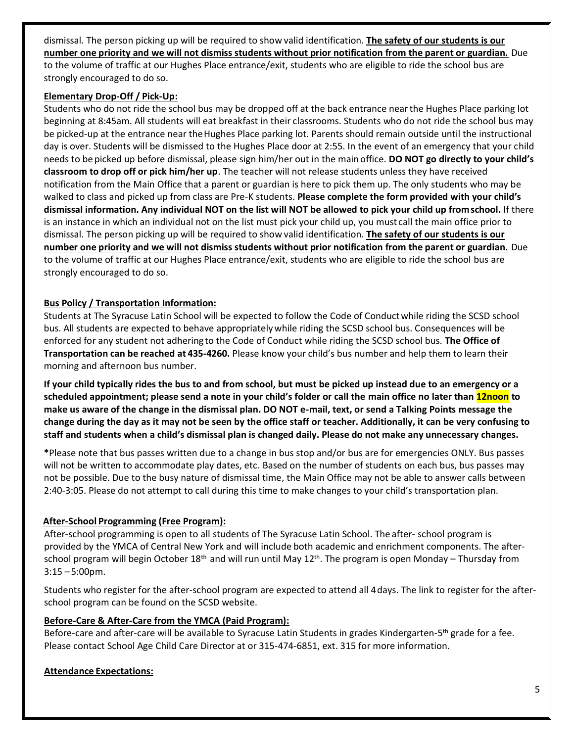dismissal. The person picking up will be required to show valid identification. **The safety of our students is our number one priority and we will not dismiss students without prior notification from the parent or guardian.** Due to the volume of traffic at our Hughes Place entrance/exit, students who are eligible to ride the school bus are strongly encouraged to do so.

**Elementary Drop-Off / Pick-Up:**

Students who do not ride the school bus may be dropped off at the back entrance near the Hughes Place parking lot beginning at 8:45am. All students will eat breakfast in their classrooms. Students who do not ride the school bus may be picked-up at the entrance near the Hughes Place parking lot. Parents should remain outside until the instructional day is over. Students will be dismissed to the Hughes Place door at 2:55. In the event of an emergency that your child needs to be picked up before dismissal, please sign him/her out in the main office. **DO NOT go directly to your child's classroom to drop off or pick him/her up**. The teacher will not release students unless they have received notification from the Main Office that a parent or guardian is here to pick them up. The only students who may be walked to class and picked up from class are Pre-K students. **Please complete the form provided with your child's dismissal information. Any individual NOT on the list will NOT be allowed to pick your child up from school.** If there is an instance in which an individual not on the list must pick your child up, you must call the main office prior to dismissal. The person picking up will be required to show valid identification. **The safety of our students is our number one priority and we will not dismiss students without prior notification from the parent or guardian.** Due to the volume of traffic at our Hughes Place entrance/exit, students who are eligible to ride the school bus are strongly encouraged to do so.

**Bus Policy / Transportation Information:**

Students at The Syracuse Latin School will be expected to follow the Code of Conduct while riding the SCSD school bus. All students are expected to behave appropriately while riding the SCSD school bus. Consequences will be enforced for any student not adhering to the Code of Conduct while riding the SCSD school bus. **The Office of Transportation can be reached at 435-4260.** Please know your child's bus number and help them to learn their morning and afternoon bus number.

**If your child typically rides the bus to and from school, but must be picked up instead due to an emergency or a scheduled appointment; please send a note in your child's folder or call the main office no later than 12noon to make us aware of the change in the dismissal plan. DO NOT e-mail, text, or send a Talking Points message the change during the day as it may not be seen by the office staff or teacher. Additionally, it can be very confusing to staff and students when a child's dismissal plan is changed daily. Please do not make any unnecessary changes.**

**\***Please note that bus passes written due to a change in bus stop and/or bus are for emergencies ONLY. Bus passes will not be written to accommodate play dates, etc. Based on the number of students on each bus, bus passes may not be possible. Due to the busy nature of dismissal time, the Main Office may not be able to answer calls between 2:40-3:05. Please do not attempt to call during this time to make changes to your child's transportation plan.

**After-School Programming (Free Program):**

After-school programming is open to all students of The Syracuse Latin School. The after- school program is provided by the YMCA of Central New York and will include both academic and enrichment components. The after-school program will begin October 18th and will run until May 12th. The program is open Monday – Thursday from 3:15 – 5:00pm.

Students who register for the after-school program are expected to attend all 4 days. The link to register for the after-school program can be found on the SCSD website.

**Before-Care & After-Care from the YMCA (Paid Program):**

Before-care and after-care will be available to Syracuse Latin Students in grades Kindergarten-5th grade for a fee. Please contact School Age Child Care Director at or 315-474-6851, ext. 315 for more information.

**Attendance Expectations:**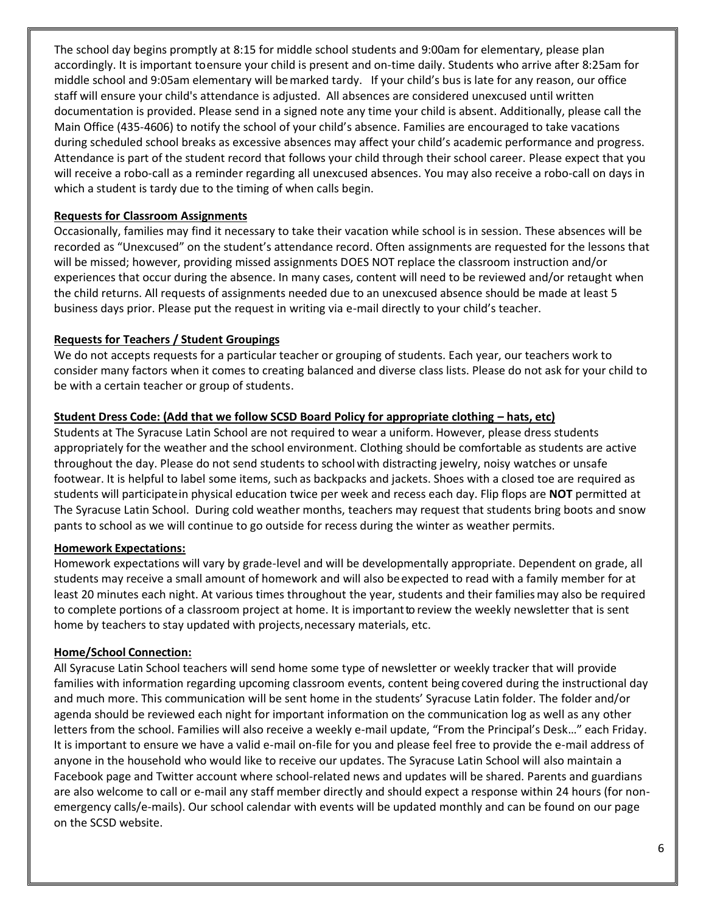The school day begins promptly at 8:15 for middle school students and 9:00am for elementary, please plan accordingly. It is important toensure your child is present and on-time daily. Students who arrive after 8:25am for middle school and 9:05am elementary will bemarked tardy. If your child's bus is late for any reason, our office staff will ensure your child's attendance is adjusted. All absences are considered unexcused until written documentation is provided. Please send in a signed note any time your child is absent. Additionally, please call the Main Office (435-4606) to notify the school of your child's absence. Families are encouraged to take vacations during scheduled school breaks as excessive absences may affect your child's academic performance and progress. Attendance is part of the student record that follows your child through their school career. Please expect that you will receive a robo-call as a reminder regarding all unexcused absences. You may also receive a robo-call on days in which a student is tardy due to the timing of when calls begin.

**Requests for Classroom Assignments**

Occasionally, families may find it necessary to take their vacation while school is in session. These absences will be recorded as "Unexcused" on the student's attendance record. Often assignments are requested for the lessons that will be missed; however, providing missed assignments DOES NOT replace the classroom instruction and/or experiences that occur during the absence. In many cases, content will need to be reviewed and/or retaught when the child returns. All requests of assignments needed due to an unexcused absence should be made at least 5 business days prior. Please put the request in writing via e-mail directly to your child's teacher.

**Requests for Teachers / Student Groupings**

We do not accepts requests for a particular teacher or grouping of students. Each year, our teachers work to consider many factors when it comes to creating balanced and diverse class lists. Please do not ask for your child to be with a certain teacher or group of students.

**Student Dress Code: (Add that we follow SCSD Board Policy for appropriate clothing – hats, etc)**

Students at The Syracuse Latin School are not required to wear a uniform. However, please dress students appropriately for the weather and the school environment. Clothing should be comfortable as students are active throughout the day. Please do not send students to school with distracting jewelry, noisy watches or unsafe footwear. It is helpful to label some items, such as backpacks and jackets. Shoes with a closed toe are required as students will participatein physical education twice per week and recess each day. Flip flops are **NOT** permitted at The Syracuse Latin School. During cold weather months, teachers may request that students bring boots and snow pants to school as we will continue to go outside for recess during the winter as weather permits.

**Homework Expectations:**

Homework expectations will vary by grade-level and will be developmentally appropriate. Dependent on grade, all students may receive a small amount of homework and will also beexpected to read with a family member for at least 20 minutes each night. At various times throughout the year, students and their families may also be required to complete portions of a classroom project at home. It is importantto review the weekly newsletter that is sent home by teachers to stay updated with projects,necessary materials, etc.

**Home/School Connection:**

All Syracuse Latin School teachers will send home some type of newsletter or weekly tracker that will provide families with information regarding upcoming classroom events, content being covered during the instructional day and much more. This communication will be sent home in the students' Syracuse Latin folder. The folder and/or agenda should be reviewed each night for important information on the communication log as well as any other letters from the school. Families will also receive a weekly e-mail update, "From the Principal's Desk…" each Friday. It is important to ensure we have a valid e-mail on-file for you and please feel free to provide the e-mail address of anyone in the household who would like to receive our updates. The Syracuse Latin School will also maintain a Facebook page and Twitter account where school-related news and updates will be shared. Parents and guardians are also welcome to call or e-mail any staff member directly and should expect a response within 24 hours (for non-emergency calls/e-mails). Our school calendar with events will be updated monthly and can be found on our page on the SCSD website.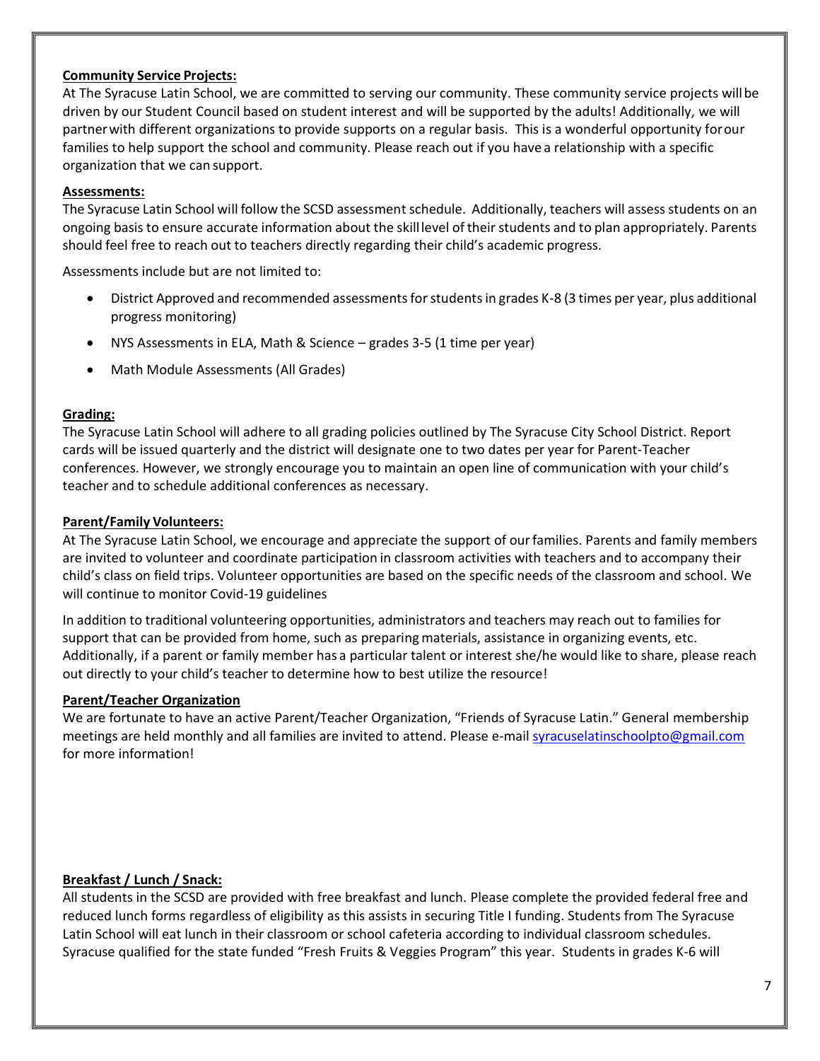**Community Service Projects:**

At The Syracuse Latin School, we are committed to serving our community. These community service projects will be driven by our Student Council based on student interest and will be supported by the adults! Additionally, we will partner with different organizations to provide supports on a regular basis. This is a wonderful opportunity for our families to help support the school and community. Please reach out if you have a relationship with a specific organization that we can support.

**Assessments:**

The Syracuse Latin School will follow the SCSD assessment schedule. Additionally, teachers will assess students on an ongoing basis to ensure accurate information about the skill level of their students and to plan appropriately. Parents should feel free to reach out to teachers directly regarding their child's academic progress.

Assessments include but are not limited to:

- District Approved and recommended assessments for students in grades K-8 (3 times per year, plus additional progress monitoring)
- NYS Assessments in ELA, Math & Science – grades 3-5 (1 time per year)
- Math Module Assessments (All Grades)

**Grading:**

The Syracuse Latin School will adhere to all grading policies outlined by The Syracuse City School District. Report cards will be issued quarterly and the district will designate one to two dates per year for Parent-Teacher conferences. However, we strongly encourage you to maintain an open line of communication with your child's teacher and to schedule additional conferences as necessary.

**Parent/Family Volunteers:**

At The Syracuse Latin School, we encourage and appreciate the support of our families. Parents and family members are invited to volunteer and coordinate participation in classroom activities with teachers and to accompany their child's class on field trips. Volunteer opportunities are based on the specific needs of the classroom and school. We will continue to monitor Covid-19 guidelines

In addition to traditional volunteering opportunities, administrators and teachers may reach out to families for support that can be provided from home, such as preparing materials, assistance in organizing events, etc. Additionally, if a parent or family member has a particular talent or interest she/he would like to share, please reach out directly to your child's teacher to determine how to best utilize the resource!

**Parent/Teacher Organization**

We are fortunate to have an active Parent/Teacher Organization, "Friends of Syracuse Latin." General membership meetings are held monthly and all families are invited to attend. Please e-mail syracuselatinschoolpto@gmail.com for more information!

**Breakfast / Lunch / Snack:**

All students in the SCSD are provided with free breakfast and lunch. Please complete the provided federal free and reduced lunch forms regardless of eligibility as this assists in securing Title I funding. Students from The Syracuse Latin School will eat lunch in their classroom or school cafeteria according to individual classroom schedules. Syracuse qualified for the state funded "Fresh Fruits & Veggies Program" this year. Students in grades K-6 will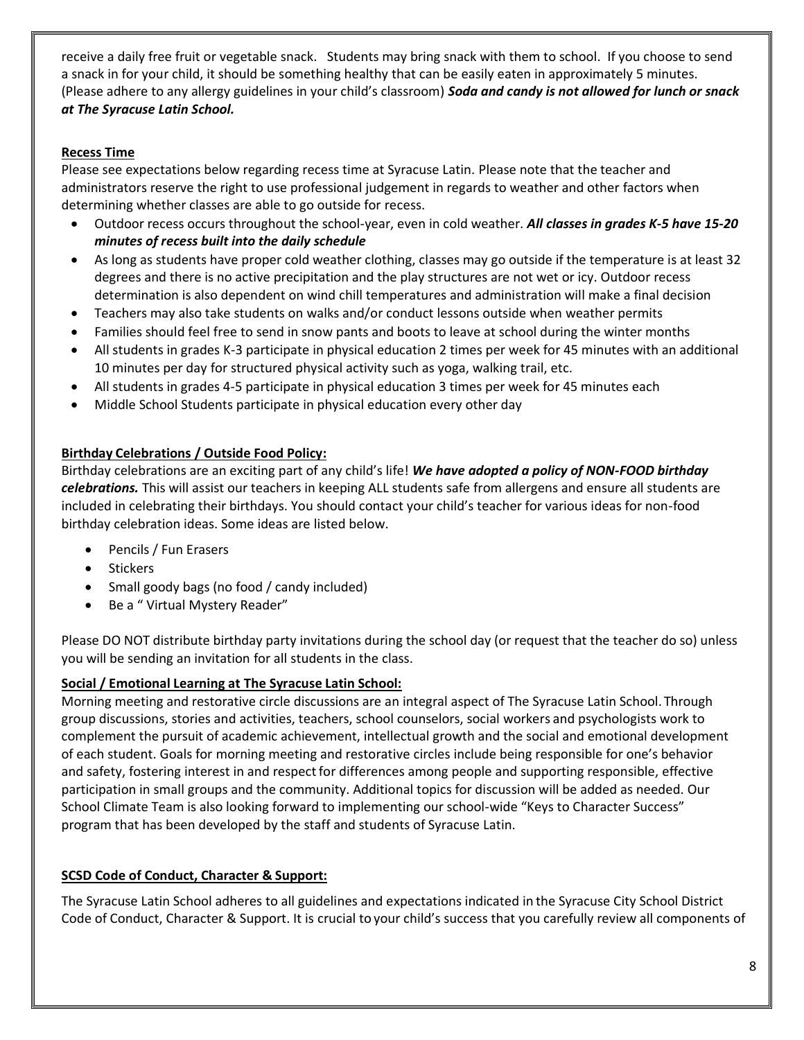receive a daily free fruit or vegetable snack. Students may bring snack with them to school. If you choose to send a snack in for your child, it should be something healthy that can be easily eaten in approximately 5 minutes. (Please adhere to any allergy guidelines in your child's classroom) ***Soda and candy is not allowed for lunch or snack at The Syracuse Latin School.***

**Recess Time**

Please see expectations below regarding recess time at Syracuse Latin. Please note that the teacher and administrators reserve the right to use professional judgement in regards to weather and other factors when determining whether classes are able to go outside for recess.

- Outdoor recess occurs throughout the school-year, even in cold weather. ***All classes in grades K-5 have 15-20 minutes of recess built into the daily schedule***
- As long as students have proper cold weather clothing, classes may go outside if the temperature is at least 32 degrees and there is no active precipitation and the play structures are not wet or icy. Outdoor recess determination is also dependent on wind chill temperatures and administration will make a final decision
- Teachers may also take students on walks and/or conduct lessons outside when weather permits
- Families should feel free to send in snow pants and boots to leave at school during the winter months
- All students in grades K-3 participate in physical education 2 times per week for 45 minutes with an additional 10 minutes per day for structured physical activity such as yoga, walking trail, etc.
- All students in grades 4-5 participate in physical education 3 times per week for 45 minutes each
- Middle School Students participate in physical education every other day

**Birthday Celebrations / Outside Food Policy:**

Birthday celebrations are an exciting part of any child's life! ***We have adopted a policy of NON-FOOD birthday celebrations.*** This will assist our teachers in keeping ALL students safe from allergens and ensure all students are included in celebrating their birthdays. You should contact your child's teacher for various ideas for non-food birthday celebration ideas. Some ideas are listed below.

- Pencils / Fun Erasers
- Stickers
- Small goody bags (no food / candy included)
- Be a " Virtual Mystery Reader"

Please DO NOT distribute birthday party invitations during the school day (or request that the teacher do so) unless you will be sending an invitation for all students in the class.

**Social / Emotional Learning at The Syracuse Latin School:**

Morning meeting and restorative circle discussions are an integral aspect of The Syracuse Latin School. Through group discussions, stories and activities, teachers, school counselors, social workers and psychologists work to complement the pursuit of academic achievement, intellectual growth and the social and emotional development of each student. Goals for morning meeting and restorative circles include being responsible for one's behavior and safety, fostering interest in and respect for differences among people and supporting responsible, effective participation in small groups and the community. Additional topics for discussion will be added as needed. Our School Climate Team is also looking forward to implementing our school-wide "Keys to Character Success" program that has been developed by the staff and students of Syracuse Latin.

**SCSD Code of Conduct, Character & Support:**

The Syracuse Latin School adheres to all guidelines and expectations indicated in the Syracuse City School District Code of Conduct, Character & Support. It is crucial to your child's success that you carefully review all components of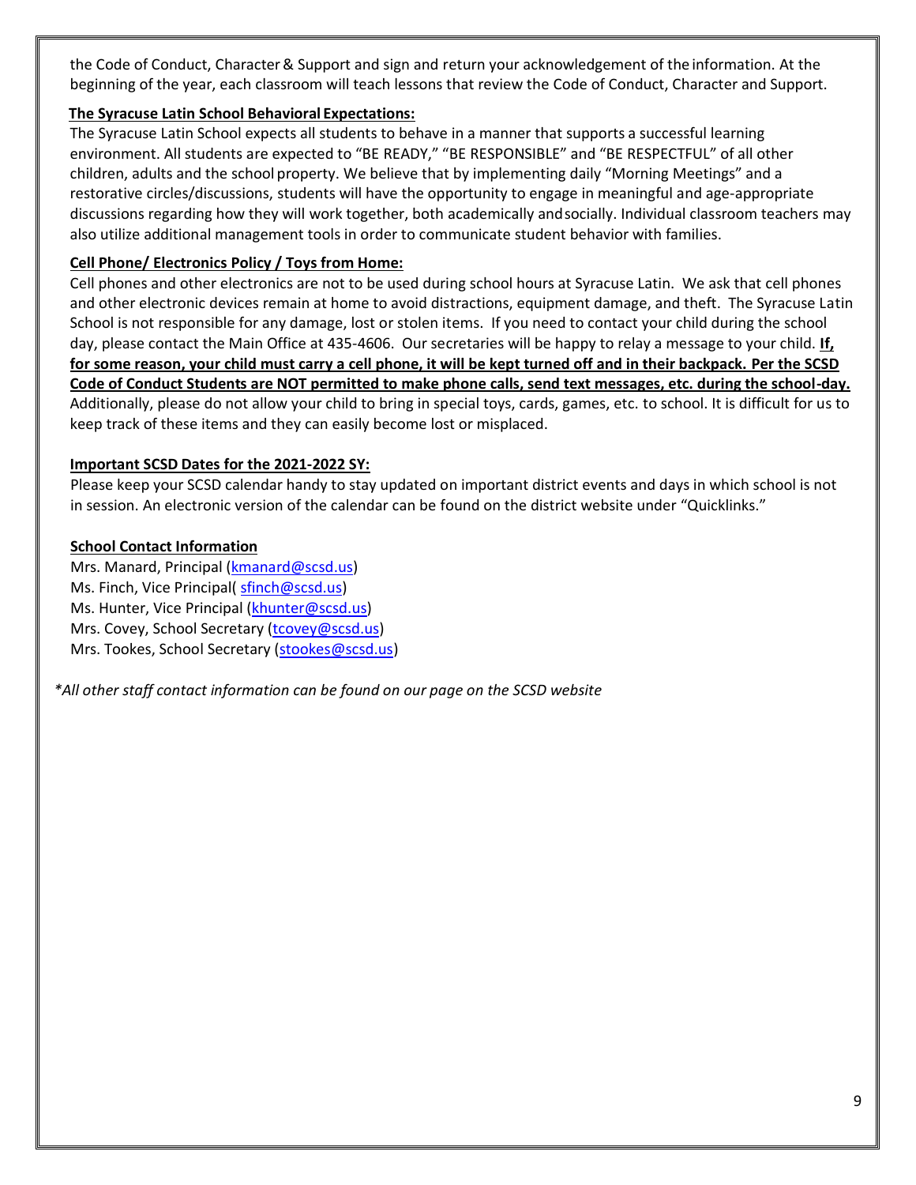the Code of Conduct, Character & Support and sign and return your acknowledgement of the information. At the beginning of the year, each classroom will teach lessons that review the Code of Conduct, Character and Support.

**The Syracuse Latin School Behavioral Expectations:**

The Syracuse Latin School expects all students to behave in a manner that supports a successful learning environment. All students are expected to "BE READY," "BE RESPONSIBLE" and "BE RESPECTFUL" of all other children, adults and the school property. We believe that by implementing daily "Morning Meetings" and a restorative circles/discussions, students will have the opportunity to engage in meaningful and age-appropriate discussions regarding how they will work together, both academically and socially. Individual classroom teachers may also utilize additional management tools in order to communicate student behavior with families.

**Cell Phone/ Electronics Policy / Toys from Home:**

Cell phones and other electronics are not to be used during school hours at Syracuse Latin. We ask that cell phones and other electronic devices remain at home to avoid distractions, equipment damage, and theft. The Syracuse Latin School is not responsible for any damage, lost or stolen items. If you need to contact your child during the school day, please contact the Main Office at 435-4606. Our secretaries will be happy to relay a message to your child. **If, for some reason, your child must carry a cell phone, it will be kept turned off and in their backpack. Per the SCSD Code of Conduct Students are NOT permitted to make phone calls, send text messages, etc. during the school-day.** Additionally, please do not allow your child to bring in special toys, cards, games, etc. to school. It is difficult for us to keep track of these items and they can easily become lost or misplaced.

**Important SCSD Dates for the 2021-2022 SY:**

Please keep your SCSD calendar handy to stay updated on important district events and days in which school is not in session. An electronic version of the calendar can be found on the district website under "Quicklinks."

**School Contact Information**

Mrs. Manard, Principal (kmanard@scsd.us)
Ms. Finch, Vice Principal( sfinch@scsd.us)
Ms. Hunter, Vice Principal (khunter@scsd.us)
Mrs. Covey, School Secretary (tcovey@scsd.us)
Mrs. Tookes, School Secretary (stookes@scsd.us)

*\*All other staff contact information can be found on our page on the SCSD website*